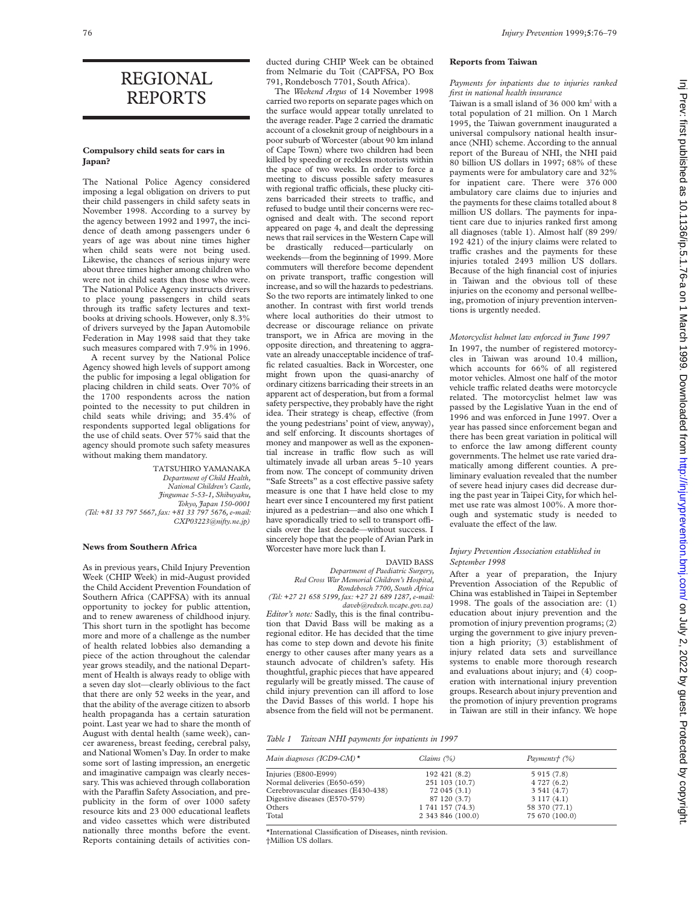# REGIONAL REPORTS

## Compulsory child seats for cars in Japan?

The National Police Agency considered imposing a legal obligation on drivers to put their child passengers in child safety seats in November 1998. According to a survey by the agency between 1992 and 1997, the incidence of death among passengers under 6 years of age was about nine times higher when child seats were not being used. Likewise, the chances of serious injury were about three times higher among children who were not in child seats than those who were. The National Police Agency instructs drivers to place young passengers in child seats through its traffic safety lectures and textbooks at driving schools. However, only 8.3% of drivers surveyed by the Japan Automobile Federation in May 1998 said that they take such measures compared with 7.9% in 1996.

A recent survey by the National Police Agency showed high levels of support among the public for imposing a legal obligation for placing children in child seats. Over 70% of the 1700 respondents across the nation pointed to the necessity to put children in child seats while driving; and 35.4% of respondents supported legal obligations for the use of child seats. Over 57% said that the agency should promote such safety measures without making them mandatory.

TATSUHIRO YAMANAKA
*Department of Child Health, National Children's Castle, Jingumae 5-53-1, Shibuyaku, Tokyo, Japan 150-0001 (Tel: +81 33 797 5667, fax: +81 33 797 5676, e-mail: CXP03223@nifty.ne.jp)*

## News from Southern Africa

As in previous years, Child Injury Prevention Week (CHIP Week) in mid-August provided the Child Accident Prevention Foundation of Southern Africa (CAPFSA) with its annual opportunity to jockey for public attention, and to renew awareness of childhood injury. This short turn in the spotlight has become more and more of a challenge as the number of health related lobbies also demanding a piece of the action throughout the calendar year grows steadily, and the national Department of Health is always ready to oblige with a seven day slot—clearly oblivious to the fact that there are only 52 weeks in the year, and that the ability of the average citizen to absorb health propaganda has a certain saturation point. Last year we had to share the month of August with dental health (same week), cancer awareness, breast feeding, cerebral palsy, and National Women's Day. In order to make some sort of lasting impression, an energetic and imaginative campaign was clearly necessary. This was achieved through collaboration with the Paraffin Safety Association, and prepublicity in the form of over 1000 safety resource kits and 23 000 educational leaflets and video cassettes which were distributed nationally three months before the event. Reports containing details of activities conducted during CHIP Week can be obtained from Nelmarie du Toit (CAPFSA, PO Box 791, Rondebosch 7701, South Africa).

The *Weekend Argus* of 14 November 1998 carried two reports on separate pages which on the surface would appear totally unrelated to the average reader. Page 2 carried the dramatic account of a closeknit group of neighbours in a poor suburb of Worcester (about 90 km inland of Cape Town) where two children had been killed by speeding or reckless motorists within the space of two weeks. In order to force a meeting to discuss possible safety measures with regional traffic officials, these plucky citizens barricaded their streets to traffic, and refused to budge until their concerns were recognised and dealt with. The second report appeared on page 4, and dealt the depressing news that rail services in the Western Cape will be drastically reduced—particularly on weekends—from the beginning of 1999. More commuters will therefore become dependent on private transport, traffic congestion will increase, and so will the hazards to pedestrians. So the two reports are intimately linked to one another. In contrast with first world trends where local authorities do their utmost to decrease or discourage reliance on private transport, we in Africa are moving in the opposite direction, and threatening to aggravate an already unacceptable incidence of traffic related casualties. Back in Worcester, one might frown upon the quasi-anarchy of ordinary citizens barricading their streets in an apparent act of desperation, but from a formal safety perspective, they probably have the right idea. Their strategy is cheap, effective (from the young pedestrians' point of view, anyway), and self enforcing. It discounts shortages of money and manpower as well as the exponential increase in traffic flow such as will ultimately invade all urban areas 5–10 years from now. The concept of community driven "Safe Streets" as a cost effective passive safety measure is one that I have held close to my heart ever since I encountered my first patient injured as a pedestrian—and also one which I have sporadically tried to sell to transport officials over the last decade—without success. I sincerely hope that the people of Avian Park in Worcester have more luck than I.

DAVID BASS
*Department of Paediatric Surgery, Red Cross War Memorial Children's Hospital, Rondebosch 7700, South Africa (Tel: +27 21 658 5199, fax: +27 21 689 1287, e-mail: daveb@redxch.wcape.gov.za)*

*Editor's note:* Sadly, this is the final contribution that David Bass will be making as a regional editor. He has decided that the time has come to step down and devote his finite energy to other causes after many years as a staunch advocate of children's safety. His thoughtful, graphic pieces that have appeared regularly will be greatly missed. The cause of child injury prevention can ill afford to lose the David Basses of this world. I hope his absence from the field will not be permanent.

## Reports from Taiwan

### *Payments for inpatients due to injuries ranked first in national health insurance*

Taiwan is a small island of 36 000 km$^2$ with a total population of 21 million. On 1 March 1995, the Taiwan government inaugurated a universal compulsory national health insurance (NHI) scheme. According to the annual report of the Bureau of NHI, the NHI paid 80 billion US dollars in 1997; 68% of these payments were for ambulatory care and 32% for inpatient care. There were 376 000 ambulatory care claims due to injuries and the payments for these claims totalled about 8 million US dollars. The payments for inpatient care due to injuries ranked first among all diagnoses (table 1). Almost half (89 299/192 421) of the injury claims were related to traffic crashes and the payments for these injuries totaled 2493 million US dollars. Because of the high financial cost of injuries in Taiwan and the obvious toll of these injuries on the economy and personal wellbeing, promotion of injury prevention interventions is urgently needed.

### *Motorcyclist helmet law enforced in June 1997*

In 1997, the number of registered motorcycles in Taiwan was around 10.4 million, which accounts for 66% of all registered motor vehicles. Almost one half of the motor vehicle traffic related deaths were motorcycle related. The motorcyclist helmet law was passed by the Legislative Yuan in the end of 1996 and was enforced in June 1997. Over a year has passed since enforcement began and there has been great variation in political will to enforce the law among different county governments. The helmet use rate varied dramatically among different counties. A preliminary evaluation revealed that the number of severe head injury cases did decrease during the past year in Taipei City, for which helmet use rate was almost 100%. A more thorough and systematic study is needed to evaluate the effect of the law.

### *Injury Prevention Association established in September 1998*

After a year of preparation, the Injury Prevention Association of the Republic of China was established in Taipei in September 1998. The goals of the association are: (1) education about injury prevention and the promotion of injury prevention programs; (2) urging the government to give injury prevention a high priority; (3) establishment of injury related data sets and surveillance systems to enable more thorough research and evaluations about injury; and (4) cooperation with international injury prevention groups. Research about injury prevention and the promotion of injury prevention programs in Taiwan are still in their infancy. We hope

*Table 1 Taiwan NHI payments for inpatients in 1997*

| *Main diagnoses (ICD9-CM)\** | *Claims (%)* | *Payments† (%)* |
|---|---|---|
| Injuries (E800-E999) | 192 421 (8.2) | 5 915 (7.8) |
| Normal deliveries (E650-659) | 251 103 (10.7) | 4 727 (6.2) |
| Cerebrovascular diseases (E430-438) | 72 045 (3.1) | 3 541 (4.7) |
| Digestive diseases (E570-579) | 87 120 (3.7) | 3 117 (4.1) |
| Others | 1 741 157 (74.3) | 58 370 (77.1) |
| Total | 2 343 846 (100.0) | 75 670 (100.0) |

\*International Classification of Diseases, ninth revision.
†Million US dollars.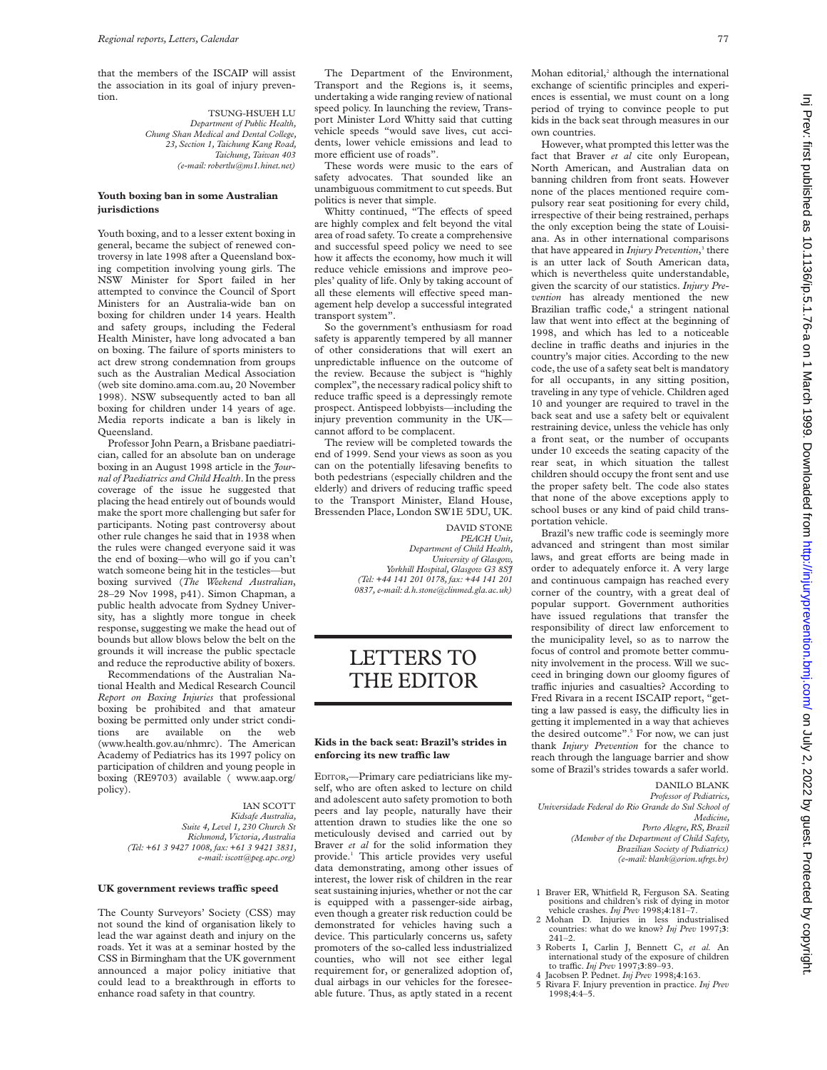that the members of the ISCAIP will assist the association in its goal of injury prevention.

TSUNG-HSUEH LU
*Department of Public Health, Chung Shan Medical and Dental College, 23, Section 1, Taichung Kang Road, Taichung, Taiwan 403 (e-mail: robertlu@ms1.hinet.net)*

### Youth boxing ban in some Australian jurisdictions

Youth boxing, and to a lesser extent boxing in general, became the subject of renewed controversy in late 1998 after a Queensland boxing competition involving young girls. The NSW Minister for Sport failed in her attempted to convince the Council of Sport Ministers for an Australia-wide ban on boxing for children under 14 years. Health and safety groups, including the Federal Health Minister, have long advocated a ban on boxing. The failure of sports ministers to act drew strong condemnation from groups such as the Australian Medical Association (web site domino.ama.com.au, 20 November 1998). NSW subsequently acted to ban all boxing for children under 14 years of age. Media reports indicate a ban is likely in Queensland.

Professor John Pearn, a Brisbane paediatrician, called for an absolute ban on underage boxing in an August 1998 article in the *Journal of Paediatrics and Child Health*. In the press coverage of the issue he suggested that placing the head entirely out of bounds would make the sport more challenging but safer for participants. Noting past controversy about other rule changes he said that in 1938 when the rules were changed everyone said it was the end of boxing—who will go if you can't watch someone being hit in the testicles—but boxing survived (*The Weekend Australian*, 28–29 Nov 1998, p41). Simon Chapman, a public health advocate from Sydney University, has a slightly more tongue in cheek response, suggesting we make the head out of bounds but allow blows below the belt on the grounds it will increase the public spectacle and reduce the reproductive ability of boxers.

Recommendations of the Australian National Health and Medical Research Council *Report on Boxing Injuries* that professional boxing be prohibited and that amateur boxing be permitted only under strict conditions are available on the web (www.health.gov.au/nhmrc). The American Academy of Pediatrics has its 1997 policy on participation of children and young people in boxing (RE9703) available ( www.aap.org/ policy).

IAN SCOTT
*Kidsafe Australia, Suite 4, Level 1, 230 Church St Richmond, Victoria, Australia (Tel: +61 3 9427 1008, fax: +61 3 9421 3831, e-mail: iscott@peg.apc.org)*

### UK government reviews traffic speed

The County Surveyors' Society (CSS) may not sound the kind of organisation likely to lead the war against death and injury on the roads. Yet it was at a seminar hosted by the CSS in Birmingham that the UK government announced a major policy initiative that could lead to a breakthrough in efforts to enhance road safety in that country.

The Department of the Environment, Transport and the Regions is, it seems, undertaking a wide ranging review of national speed policy. In launching the review, Transport Minister Lord Whitty said that cutting vehicle speeds "would save lives, cut accidents, lower vehicle emissions and lead to more efficient use of roads".

These words were music to the ears of safety advocates. That sounded like an unambiguous commitment to cut speeds. But politics is never that simple.

Whitty continued, "The effects of speed are highly complex and felt beyond the vital area of road safety. To create a comprehensive and successful speed policy we need to see how it affects the economy, how much it will reduce vehicle emissions and improve peoples' quality of life. Only by taking account of all these elements will effective speed management help develop a successful integrated transport system".

So the government's enthusiasm for road safety is apparently tempered by all manner of other considerations that will exert an unpredictable influence on the outcome of the review. Because the subject is "highly complex", the necessary radical policy shift to reduce traffic speed is a depressingly remote prospect. Antispeed lobbyists—including the injury prevention community in the UK—cannot afford to be complacent.

The review will be completed towards the end of 1999. Send your views as soon as you can on the potentially lifesaving benefits to both pedestrians (especially children and the elderly) and drivers of reducing traffic speed to the Transport Minister, Eland House, Bressenden Place, London SW1E 5DU, UK.

DAVID STONE
*PEACH Unit, Department of Child Health, University of Glasgow, Yorkhill Hospital, Glasgow G3 8SJ (Tel: +44 141 201 0178, fax: +44 141 201 0837, e-mail: d.h.stone@clinmed.gla.ac.uk)*

# LETTERS TO THE EDITOR

### Kids in the back seat: Brazil's strides in enforcing its new traffic law

EDITOR,—Primary care pediatricians like myself, who are often asked to lecture on child and adolescent auto safety promotion to both peers and lay people, naturally have their attention drawn to studies like the one so meticulously devised and carried out by Braver *et al* for the solid information they provide.[1] This article provides very useful data demonstrating, among other issues of interest, the lower risk of children in the rear seat sustaining injuries, whether or not the car is equipped with a passenger-side airbag, even though a greater risk reduction could be demonstrated for vehicles having such a device. This particularly concerns us, safety promoters of the so-called less industrialized counties, who will not see either legal requirement for, or generalized adoption of, dual airbags in our vehicles for the foreseeable future. Thus, as aptly stated in a recent Mohan editorial,[2] although the international exchange of scientific principles and experiences is essential, we must count on a long period of trying to convince people to put kids in the back seat through measures in our own countries.

However, what prompted this letter was the fact that Braver *et al* cite only European, North American, and Australian data on banning children from front seats. However none of the places mentioned require compulsory rear seat positioning for every child, irrespective of their being restrained, perhaps the only exception being the state of Louisiana. As in other international comparisons that have appeared in *Injury Prevention*,[3] there is an utter lack of South American data, which is nevertheless quite understandable, given the scarcity of our statistics. *Injury Prevention* has already mentioned the new Brazilian traffic code,[4] a stringent national law that went into effect at the beginning of 1998, and which has led to a noticeable decline in traffic deaths and injuries in the country's major cities. According to the new code, the use of a safety seat belt is mandatory for all occupants, in any sitting position, traveling in any type of vehicle. Children aged 10 and younger are required to travel in the back seat and use a safety belt or equivalent restraining device, unless the vehicle has only a front seat, or the number of occupants under 10 exceeds the seating capacity of the rear seat, in which situation the tallest children should occupy the front sent and use the proper safety belt. The code also states that none of the above exceptions apply to school buses or any kind of paid child transportation vehicle.

Brazil's new traffic code is seemingly more advanced and stringent than most similar laws, and great efforts are being made in order to adequately enforce it. A very large and continuous campaign has reached every corner of the country, with a great deal of popular support. Government authorities have issued regulations that transfer the responsibility of direct law enforcement to the municipality level, so as to narrow the focus of control and promote better community involvement in the process. Will we succeed in bringing down our gloomy figures of traffic injuries and casualties? According to Fred Rivara in a recent ISCAIP report, "getting a law passed is easy, the difficulty lies in getting it implemented in a way that achieves the desired outcome".[5] For now, we can just thank *Injury Prevention* for the chance to reach through the language barrier and show some of Brazil's strides towards a safer world.

DANILO BLANK
*Professor of Pediatrics, Universidade Federal do Rio Grande do Sul School of Medicine, Porto Alegre, RS, Brazil (Member of the Department of Child Safety, Brazilian Society of Pediatrics) (e-mail: blank@orion.ufrgs.br)*

1. Braver ER, Whitfield R, Ferguson SA. Seating positions and children's risk of dying in motor vehicle crashes. *Inj Prev* 1998;**4**:181–7.
2. Mohan D. Injuries in less industrialised countries: what do we know? *Inj Prev* 1997;**3**: 241–2.
3. Roberts I, Carlin J, Bennett C, *et al.* An international study of the exposure of children to traffic. *Inj Prev* 1997;**3**:89–93.
4. Jacobsen P. Pednet. *Inj Prev* 1998;**4**:163.
5. Rivara F. Injury prevention in practice. *Inj Prev* 1998;**4**:4–5.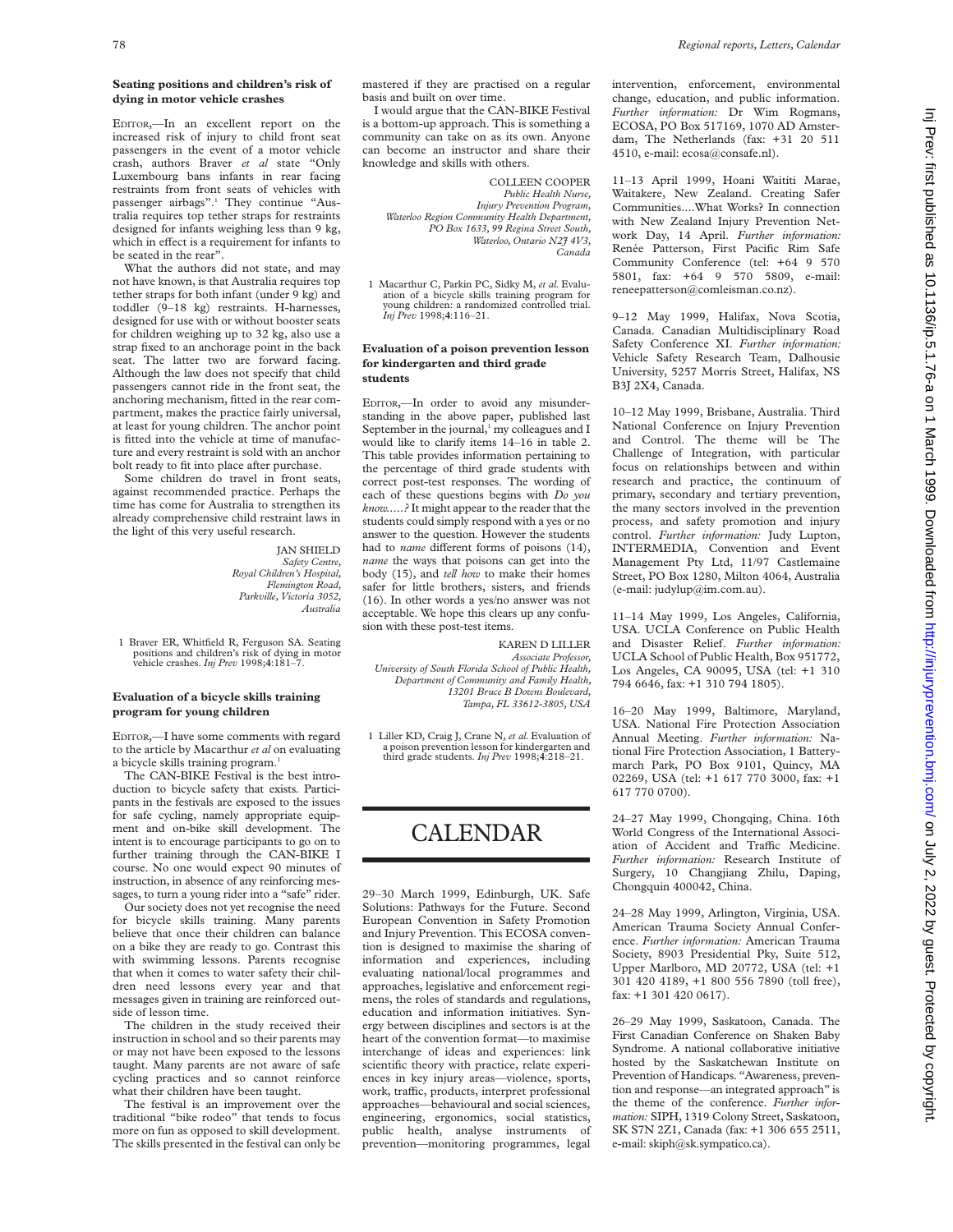### Seating positions and children's risk of dying in motor vehicle crashes

EDITOR,—In an excellent report on the increased risk of injury to child front seat passengers in the event of a motor vehicle crash, authors Braver *et al* state "Only Luxembourg bans infants in rear facing restraints from front seats of vehicles with passenger airbags".[1] They continue "Australia requires top tether straps for restraints designed for infants weighing less than 9 kg, which in effect is a requirement for infants to be seated in the rear".

What the authors did not state, and may not have known, is that Australia requires top tether straps for both infant (under 9 kg) and toddler (9–18 kg) restraints. H-harnesses, designed for use with or without booster seats for children weighing up to 32 kg, also use a strap fixed to an anchorage point in the back seat. The latter two are forward facing. Although the law does not specify that child passengers cannot ride in the front seat, the anchoring mechanism, fitted in the rear compartment, makes the practice fairly universal, at least for young children. The anchor point is fitted into the vehicle at time of manufacture and every restraint is sold with an anchor bolt ready to fit into place after purchase.

Some children do travel in front seats, against recommended practice. Perhaps the time has come for Australia to strengthen its already comprehensive child restraint laws in the light of this very useful research.

JAN SHIELD
*Safety Centre,
Royal Children's Hospital,
Flemington Road,
Parkville, Victoria 3052,
Australia*

1 Braver ER, Whitfield R, Ferguson SA. Seating positions and children's risk of dying in motor vehicle crashes. *Inj Prev* 1998;**4**:181–7.

### Evaluation of a bicycle skills training program for young children

EDITOR,—I have some comments with regard to the article by Macarthur *et al* on evaluating a bicycle skills training program.[1]

The CAN-BIKE Festival is the best introduction to bicycle safety that exists. Participants in the festivals are exposed to the issues for safe cycling, namely appropriate equipment and on-bike skill development. The intent is to encourage participants to go on to further training through the CAN-BIKE I course. No one would expect 90 minutes of instruction, in absence of any reinforcing messages, to turn a young rider into a "safe" rider.

Our society does not yet recognise the need for bicycle skills training. Many parents believe that once their children can balance on a bike they are ready to go. Contrast this with swimming lessons. Parents recognise that when it comes to water safety their children need lessons every year and that messages given in training are reinforced outside of lesson time.

The children in the study received their instruction in school and so their parents may or may not have been exposed to the lessons taught. Many parents are not aware of safe cycling practices and so cannot reinforce what their children have been taught.

The festival is an improvement over the traditional "bike rodeo" that tends to focus more on fun as opposed to skill development. The skills presented in the festival can only be mastered if they are practised on a regular basis and built on over time.

I would argue that the CAN-BIKE Festival is a bottom-up approach. This is something a community can take on as its own. Anyone can become an instructor and share their knowledge and skills with others.

COLLEEN COOPER
*Public Health Nurse,
Injury Prevention Program,
Waterloo Region Community Health Department,
PO Box 1633, 99 Regina Street South,
Waterloo, Ontario N2J 4V3,
Canada*

1 Macarthur C, Parkin PC, Sidky M, *et al.* Evaluation of a bicycle skills training program for young children: a randomized controlled trial. *Inj Prev* 1998;**4**:116–21.

### Evaluation of a poison prevention lesson for kindergarten and third grade students

EDITOR,—In order to avoid any misunderstanding in the above paper, published last September in the journal,[1] my colleagues and I would like to clarify items 14–16 in table 2. This table provides information pertaining to the percentage of third grade students with correct post-test responses. The wording of each of these questions begins with *Do you know.....?* It might appear to the reader that the students could simply respond with a yes or no answer to the question. However the students had to *name* different forms of poisons (14), *name* the ways that poisons can get into the body (15), and *tell how* to make their homes safer for little brothers, sisters, and friends (16). In other words a yes/no answer was not acceptable. We hope this clears up any confusion with these post-test items.

KAREN D LILLER
*Associate Professor,
University of South Florida School of Public Health,
Department of Community and Family Health,
13201 Bruce B Downs Boulevard,
Tampa, FL 33612-3805, USA*

1 Liller KD, Craig J, Crane N, *et al.* Evaluation of a poison prevention lesson for kindergarten and third grade students. *Inj Prev* 1998;**4**:218–21.

# CALENDAR

29–30 March 1999, Edinburgh, UK. Safe Solutions: Pathways for the Future. Second European Convention in Safety Promotion and Injury Prevention. This ECOSA convention is designed to maximise the sharing of information and experiences, including evaluating national/local programmes and approaches, legislative and enforcement regimens, the roles of standards and regulations, education and information initiatives. Synergy between disciplines and sectors is at the heart of the convention format—to maximise interchange of ideas and experiences: link scientific theory with practice, relate experiences in key injury areas—violence, sports, work, traffic, products, interpret professional approaches—behavioural and social sciences, engineering, ergonomics, social statistics, public health, analyse instruments of prevention—monitoring programmes, legal intervention, enforcement, environmental change, education, and public information. *Further information:* Dr Wim Rogmans, ECOSA, PO Box 517169, 1070 AD Amsterdam, The Netherlands (fax: +31 20 511 4510, e-mail: ecosa@consafe.nl).

11–13 April 1999, Hoani Waititi Marae, Waitakere, New Zealand. Creating Safer Communities....What Works? In connection with New Zealand Injury Prevention Network Day, 14 April. *Further information:* Renée Patterson, First Pacific Rim Safe Community Conference (tel: +64 9 570 5801, fax: +64 9 570 5809, e-mail: reneepatterson@comleisman.co.nz).

9–12 May 1999, Halifax, Nova Scotia, Canada. Canadian Multidisciplinary Road Safety Conference XI. *Further information:* Vehicle Safety Research Team, Dalhousie University, 5257 Morris Street, Halifax, NS B3J 2X4, Canada.

10–12 May 1999, Brisbane, Australia. Third National Conference on Injury Prevention and Control. The theme will be The Challenge of Integration, with particular focus on relationships between and within research and practice, the continuum of primary, secondary and tertiary prevention, the many sectors involved in the prevention process, and safety promotion and injury control. *Further information:* Judy Lupton, INTERMEDIA, Convention and Event Management Pty Ltd, 11/97 Castlemaine Street, PO Box 1280, Milton 4064, Australia (e-mail: judylup@im.com.au).

11–14 May 1999, Los Angeles, California, USA. UCLA Conference on Public Health and Disaster Relief. *Further information:* UCLA School of Public Health, Box 951772, Los Angeles, CA 90095, USA (tel: +1 310 794 6646, fax: +1 310 794 1805).

16–20 May 1999, Baltimore, Maryland, USA. National Fire Protection Association Annual Meeting. *Further information:* National Fire Protection Association, 1 Batterymarch Park, PO Box 9101, Quincy, MA 02269, USA (tel: +1 617 770 3000, fax: +1 617 770 0700).

24–27 May 1999, Chongqing, China. 16th World Congress of the International Association of Accident and Traffic Medicine. *Further information:* Research Institute of Surgery, 10 Changjiang Zhilu, Daping, Chongquin 400042, China.

24–28 May 1999, Arlington, Virginia, USA. American Trauma Society Annual Conference. *Further information:* American Trauma Society, 8903 Presidential Pky, Suite 512, Upper Marlboro, MD 20772, USA (tel: +1 301 420 4189, +1 800 556 7890 (toll free), fax: +1 301 420 0617).

26–29 May 1999, Saskatoon, Canada. The First Canadian Conference on Shaken Baby Syndrome. A national collaborative initiative hosted by the Saskatchewan Institute on Prevention of Handicaps. "Awareness, prevention and response—an integrated approach" is the theme of the conference. *Further information:* SIPH, 1319 Colony Street, Saskatoon, SK S7N 2Z1, Canada (fax: +1 306 655 2511, e-mail: skiph@sk.sympatico.ca).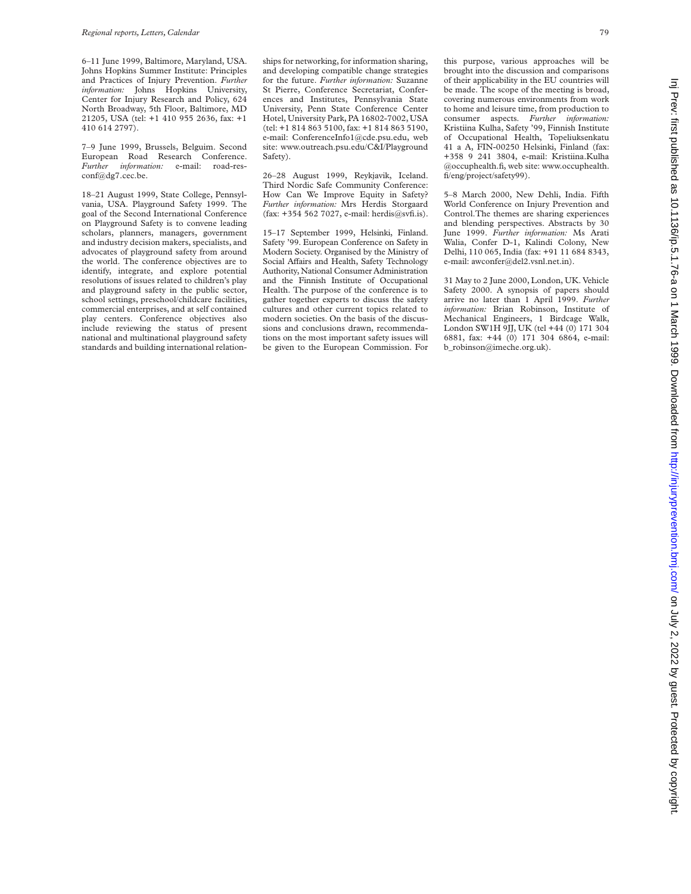6–11 June 1999, Baltimore, Maryland, USA. Johns Hopkins Summer Institute: Principles and Practices of Injury Prevention. *Further information:* Johns Hopkins University, Center for Injury Research and Policy, 624 North Broadway, 5th Floor, Baltimore, MD 21205, USA (tel: +1 410 955 2636, fax: +1 410 614 2797).

7–9 June 1999, Brussels, Belguim. Second European Road Research Conference. *Further information:* e-mail: road-resconf@dg7.cec.be.

18–21 August 1999, State College, Pennsylvania, USA. Playground Safety 1999. The goal of the Second International Conference on Playground Safety is to convene leading scholars, planners, managers, government and industry decision makers, specialists, and advocates of playground safety from around the world. The conference objectives are to identify, integrate, and explore potential resolutions of issues related to children's play and playground safety in the public sector, school settings, preschool/childcare facilities, commercial enterprises, and at self contained play centers. Conference objectives also include reviewing the status of present national and multinational playground safety standards and building international relationships for networking, for information sharing, and developing compatible change strategies for the future. *Further information:* Suzanne St Pierre, Conference Secretariat, Conferences and Institutes, Pennsylvania State University, Penn State Conference Center Hotel, University Park, PA 16802-7002, USA (tel: +1 814 863 5100, fax: +1 814 863 5190, e-mail: ConferenceInfo1@cde.psu.edu, web site: www.outreach.psu.edu/C&I/Playground Safety).

26–28 August 1999, Reykjavik, Iceland. Third Nordic Safe Community Conference: How Can We Improve Equity in Safety? *Further information:* Mrs Herdis Storgaard (fax: +354 562 7027, e-mail: herdis@svfi.is).

15–17 September 1999, Helsinki, Finland. Safety '99. European Conference on Safety in Modern Society. Organised by the Ministry of Social Affairs and Health, Safety Technology Authority, National Consumer Administration and the Finnish Institute of Occupational Health. The purpose of the conference is to gather together experts to discuss the safety cultures and other current topics related to modern societies. On the basis of the discussions and conclusions drawn, recommendations on the most important safety issues will be given to the European Commission. For this purpose, various approaches will be brought into the discussion and comparisons of their applicability in the EU countries will be made. The scope of the meeting is broad, covering numerous environments from work to home and leisure time, from production to consumer aspects. *Further information:* Kristiina Kulha, Safety '99, Finnish Institute of Occupational Health, Topeliuksenkatu 41 a A, FIN-00250 Helsinki, Finland (fax: +358 9 241 3804, e-mail: Kristiina.Kulha@occuphealth.fi, web site: www.occuphealth.fi/eng/project/safety99).

5–8 March 2000, New Dehli, India. Fifth World Conference on Injury Prevention and Control. The themes are sharing experiences and blending perspectives. Abstracts by 30 June 1999. *Further information:* Ms Arati Walia, Confer D-1, Kalindi Colony, New Delhi, 110 065, India (fax: +91 11 684 8343, e-mail: awconfer@del2.vsnl.net.in).

31 May to 2 June 2000, London, UK. Vehicle Safety 2000. A synopsis of papers should arrive no later than 1 April 1999. *Further information:* Brian Robinson, Institute of Mechanical Engineers, 1 Birdcage Walk, London SW1H 9JJ, UK (tel +44 (0) 171 304 6881, fax: +44 (0) 171 304 6864, e-mail: b_robinson@imeche.org.uk).